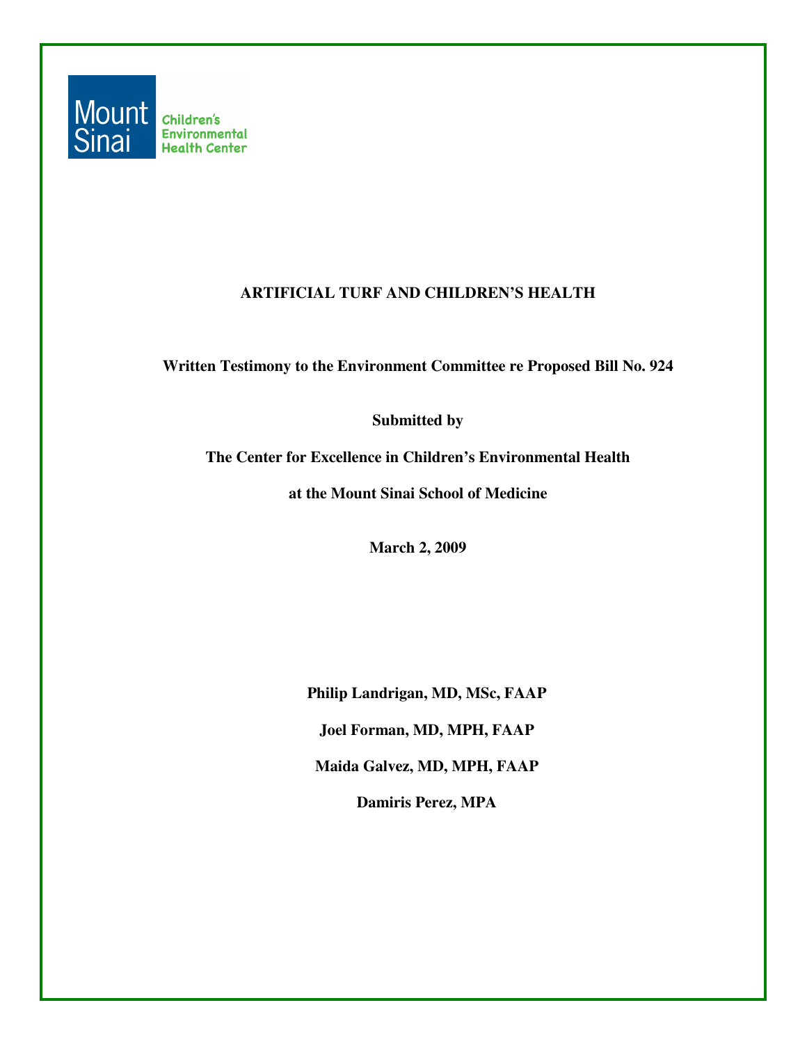Mount Sinai Children's Environmental Health Center

# ARTIFICIAL TURF AND CHILDREN'S HEALTH

**Written Testimony to the Environment Committee re Proposed Bill No. 924**

**Submitted by**

**The Center for Excellence in Children's Environmental Health**

**at the Mount Sinai School of Medicine**

**March 2, 2009**

**Philip Landrigan, MD, MSc, FAAP**

**Joel Forman, MD, MPH, FAAP**

**Maida Galvez, MD, MPH, FAAP**

**Damiris Perez, MPA**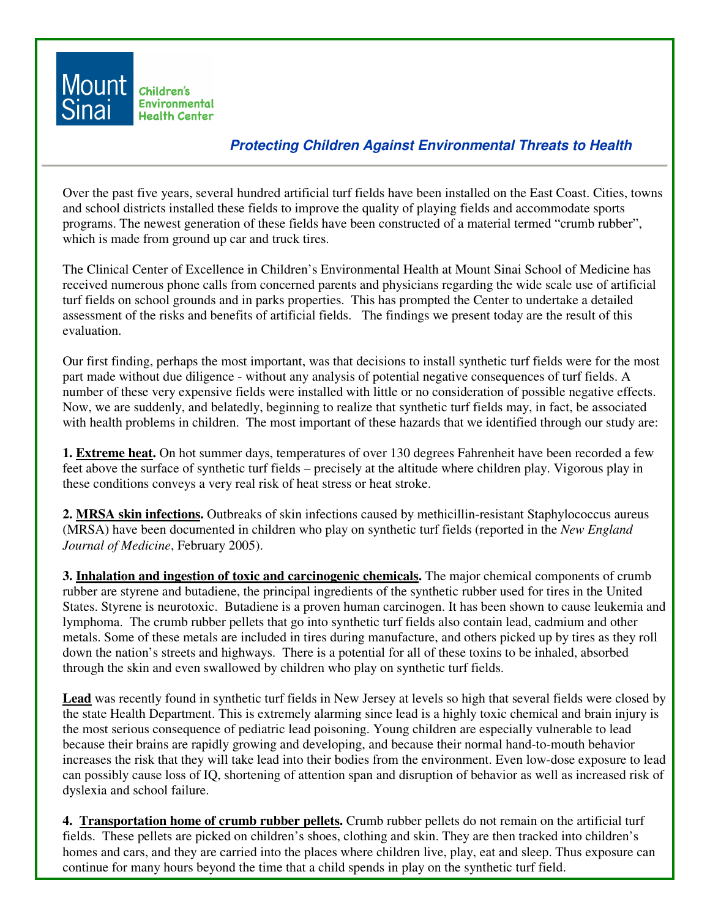Mount Sinai Children's Environmental Health Center

***Protecting Children Against Environmental Threats to Health***

Over the past five years, several hundred artificial turf fields have been installed on the East Coast. Cities, towns and school districts installed these fields to improve the quality of playing fields and accommodate sports programs. The newest generation of these fields have been constructed of a material termed "crumb rubber", which is made from ground up car and truck tires.

The Clinical Center of Excellence in Children's Environmental Health at Mount Sinai School of Medicine has received numerous phone calls from concerned parents and physicians regarding the wide scale use of artificial turf fields on school grounds and in parks properties. This has prompted the Center to undertake a detailed assessment of the risks and benefits of artificial fields. The findings we present today are the result of this evaluation.

Our first finding, perhaps the most important, was that decisions to install synthetic turf fields were for the most part made without due diligence - without any analysis of potential negative consequences of turf fields. A number of these very expensive fields were installed with little or no consideration of possible negative effects. Now, we are suddenly, and belatedly, beginning to realize that synthetic turf fields may, in fact, be associated with health problems in children. The most important of these hazards that we identified through our study are:

**1. Extreme heat.** On hot summer days, temperatures of over 130 degrees Fahrenheit have been recorded a few feet above the surface of synthetic turf fields – precisely at the altitude where children play. Vigorous play in these conditions conveys a very real risk of heat stress or heat stroke.

**2. MRSA skin infections.** Outbreaks of skin infections caused by methicillin-resistant Staphylococcus aureus (MRSA) have been documented in children who play on synthetic turf fields (reported in the *New England Journal of Medicine*, February 2005).

**3. Inhalation and ingestion of toxic and carcinogenic chemicals.** The major chemical components of crumb rubber are styrene and butadiene, the principal ingredients of the synthetic rubber used for tires in the United States. Styrene is neurotoxic. Butadiene is a proven human carcinogen. It has been shown to cause leukemia and lymphoma. The crumb rubber pellets that go into synthetic turf fields also contain lead, cadmium and other metals. Some of these metals are included in tires during manufacture, and others picked up by tires as they roll down the nation's streets and highways. There is a potential for all of these toxins to be inhaled, absorbed through the skin and even swallowed by children who play on synthetic turf fields.

**Lead** was recently found in synthetic turf fields in New Jersey at levels so high that several fields were closed by the state Health Department. This is extremely alarming since lead is a highly toxic chemical and brain injury is the most serious consequence of pediatric lead poisoning. Young children are especially vulnerable to lead because their brains are rapidly growing and developing, and because their normal hand-to-mouth behavior increases the risk that they will take lead into their bodies from the environment. Even low-dose exposure to lead can possibly cause loss of IQ, shortening of attention span and disruption of behavior as well as increased risk of dyslexia and school failure.

**4. Transportation home of crumb rubber pellets.** Crumb rubber pellets do not remain on the artificial turf fields. These pellets are picked on children's shoes, clothing and skin. They are then tracked into children's homes and cars, and they are carried into the places where children live, play, eat and sleep. Thus exposure can continue for many hours beyond the time that a child spends in play on the synthetic turf field.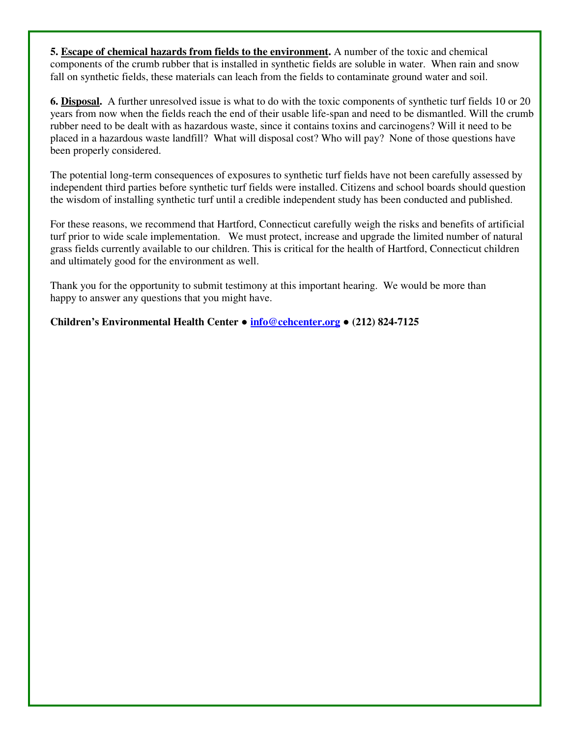**5. <u>Escape of chemical hazards from fields to the environment</u>.** A number of the toxic and chemical components of the crumb rubber that is installed in synthetic fields are soluble in water. When rain and snow fall on synthetic fields, these materials can leach from the fields to contaminate ground water and soil.

**6. <u>Disposal</u>.** A further unresolved issue is what to do with the toxic components of synthetic turf fields 10 or 20 years from now when the fields reach the end of their usable life-span and need to be dismantled. Will the crumb rubber need to be dealt with as hazardous waste, since it contains toxins and carcinogens? Will it need to be placed in a hazardous waste landfill? What will disposal cost? Who will pay? None of those questions have been properly considered.

The potential long-term consequences of exposures to synthetic turf fields have not been carefully assessed by independent third parties before synthetic turf fields were installed. Citizens and school boards should question the wisdom of installing synthetic turf until a credible independent study has been conducted and published.

For these reasons, we recommend that Hartford, Connecticut carefully weigh the risks and benefits of artificial turf prior to wide scale implementation. We must protect, increase and upgrade the limited number of natural grass fields currently available to our children. This is critical for the health of Hartford, Connecticut children and ultimately good for the environment as well.

Thank you for the opportunity to submit testimony at this important hearing. We would be more than happy to answer any questions that you might have.

**Children's Environmental Health Center ● [info@cehcenter.org](mailto:info@cehcenter.org) ● (212) 824-7125**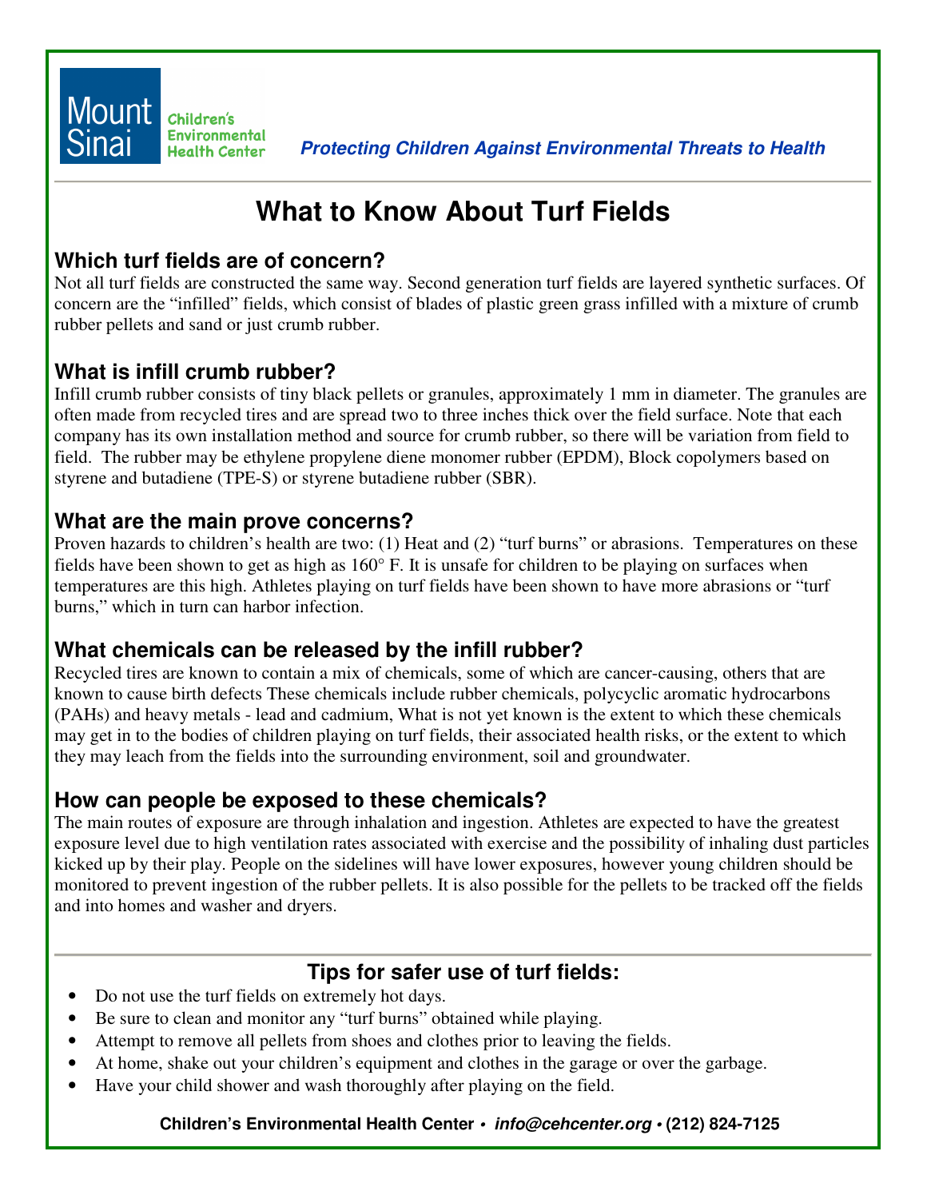Mount Sinai Children's Environmental Health Center

*Protecting Children Against Environmental Threats to Health*

# What to Know About Turf Fields

## Which turf fields are of concern?

Not all turf fields are constructed the same way. Second generation turf fields are layered synthetic surfaces. Of concern are the "infilled" fields, which consist of blades of plastic green grass infilled with a mixture of crumb rubber pellets and sand or just crumb rubber.

## What is infill crumb rubber?

Infill crumb rubber consists of tiny black pellets or granules, approximately 1 mm in diameter. The granules are often made from recycled tires and are spread two to three inches thick over the field surface. Note that each company has its own installation method and source for crumb rubber, so there will be variation from field to field. The rubber may be ethylene propylene diene monomer rubber (EPDM), Block copolymers based on styrene and butadiene (TPE-S) or styrene butadiene rubber (SBR).

## What are the main prove concerns?

Proven hazards to children's health are two: (1) Heat and (2) "turf burns" or abrasions. Temperatures on these fields have been shown to get as high as 160° F. It is unsafe for children to be playing on surfaces when temperatures are this high. Athletes playing on turf fields have been shown to have more abrasions or "turf burns," which in turn can harbor infection.

## What chemicals can be released by the infill rubber?

Recycled tires are known to contain a mix of chemicals, some of which are cancer-causing, others that are known to cause birth defects These chemicals include rubber chemicals, polycyclic aromatic hydrocarbons (PAHs) and heavy metals - lead and cadmium, What is not yet known is the extent to which these chemicals may get in to the bodies of children playing on turf fields, their associated health risks, or the extent to which they may leach from the fields into the surrounding environment, soil and groundwater.

## How can people be exposed to these chemicals?

The main routes of exposure are through inhalation and ingestion. Athletes are expected to have the greatest exposure level due to high ventilation rates associated with exercise and the possibility of inhaling dust particles kicked up by their play. People on the sidelines will have lower exposures, however young children should be monitored to prevent ingestion of the rubber pellets. It is also possible for the pellets to be tracked off the fields and into homes and washer and dryers.

## Tips for safer use of turf fields:

- Do not use the turf fields on extremely hot days.
- Be sure to clean and monitor any "turf burns" obtained while playing.
- Attempt to remove all pellets from shoes and clothes prior to leaving the fields.
- At home, shake out your children's equipment and clothes in the garage or over the garbage.
- Have your child shower and wash thoroughly after playing on the field.

**Children's Environmental Health Center •** ***info@cehcenter.org*** **• (212) 824-7125**